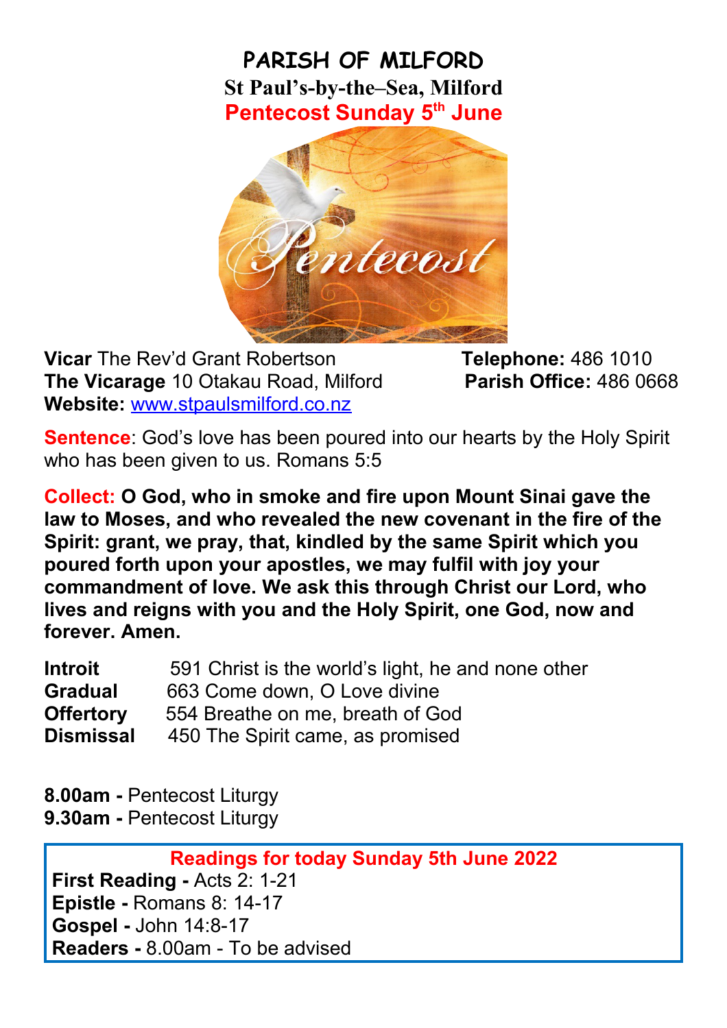# PARISH OF MILFORD

## St Paul's-by-the–Sea, Milford

## Pentecost Sunday 5th June

**Vicar** The Rev'd Grant Robertson
**Telephone:** 486 1010
**The Vicarage** 10 Otakau Road, Milford
**Parish Office:** 486 0668
**Website:** www.stpaulsmilford.co.nz

**Sentence**: God's love has been poured into our hearts by the Holy Spirit who has been given to us. Romans 5:5

**Collect: O God, who in smoke and fire upon Mount Sinai gave the law to Moses, and who revealed the new covenant in the fire of the Spirit: grant, we pray, that, kindled by the same Spirit which you poured forth upon your apostles, we may fulfil with joy your commandment of love. We ask this through Christ our Lord, who lives and reigns with you and the Holy Spirit, one God, now and forever. Amen.**

| | |
|---|---|
| **Introit** | 591 Christ is the world's light, he and none other |
| **Gradual** | 663 Come down, O Love divine |
| **Offertory** | 554 Breathe on me, breath of God |
| **Dismissal** | 450 The Spirit came, as promised |

**8.00am -** Pentecost Liturgy
**9.30am -** Pentecost Liturgy

**Readings for today Sunday 5th June 2022**

**First Reading -** Acts 2: 1-21
**Epistle -** Romans 8: 14-17
**Gospel -** John 14:8-17
**Readers -** 8.00am - To be advised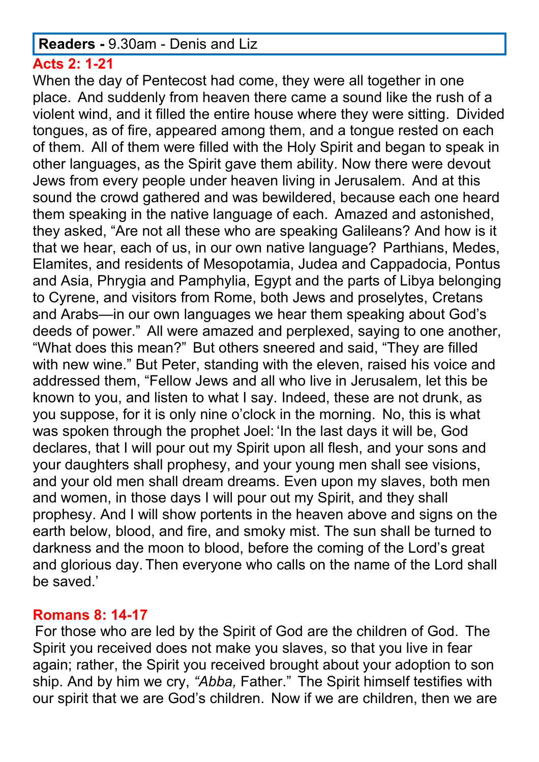**Readers -** 9.30am - Denis and Liz

**Acts 2: 1-21**

When the day of Pentecost had come, they were all together in one place. And suddenly from heaven there came a sound like the rush of a violent wind, and it filled the entire house where they were sitting. Divided tongues, as of fire, appeared among them, and a tongue rested on each of them. All of them were filled with the Holy Spirit and began to speak in other languages, as the Spirit gave them ability. Now there were devout Jews from every people under heaven living in Jerusalem. And at this sound the crowd gathered and was bewildered, because each one heard them speaking in the native language of each. Amazed and astonished, they asked, "Are not all these who are speaking Galileans? And how is it that we hear, each of us, in our own native language? Parthians, Medes, Elamites, and residents of Mesopotamia, Judea and Cappadocia, Pontus and Asia, Phrygia and Pamphylia, Egypt and the parts of Libya belonging to Cyrene, and visitors from Rome, both Jews and proselytes, Cretans and Arabs—in our own languages we hear them speaking about God's deeds of power." All were amazed and perplexed, saying to one another, "What does this mean?" But others sneered and said, "They are filled with new wine." But Peter, standing with the eleven, raised his voice and addressed them, "Fellow Jews and all who live in Jerusalem, let this be known to you, and listen to what I say. Indeed, these are not drunk, as you suppose, for it is only nine o'clock in the morning. No, this is what was spoken through the prophet Joel: 'In the last days it will be, God declares, that I will pour out my Spirit upon all flesh, and your sons and your daughters shall prophesy, and your young men shall see visions, and your old men shall dream dreams. Even upon my slaves, both men and women, in those days I will pour out my Spirit, and they shall prophesy. And I will show portents in the heaven above and signs on the earth below, blood, and fire, and smoky mist. The sun shall be turned to darkness and the moon to blood, before the coming of the Lord's great and glorious day. Then everyone who calls on the name of the Lord shall be saved.'

**Romans 8: 14-17**

For those who are led by the Spirit of God are the children of God. The Spirit you received does not make you slaves, so that you live in fear again; rather, the Spirit you received brought about your adoption to son ship. And by him we cry, *"Abba,* Father." The Spirit himself testifies with our spirit that we are God's children. Now if we are children, then we are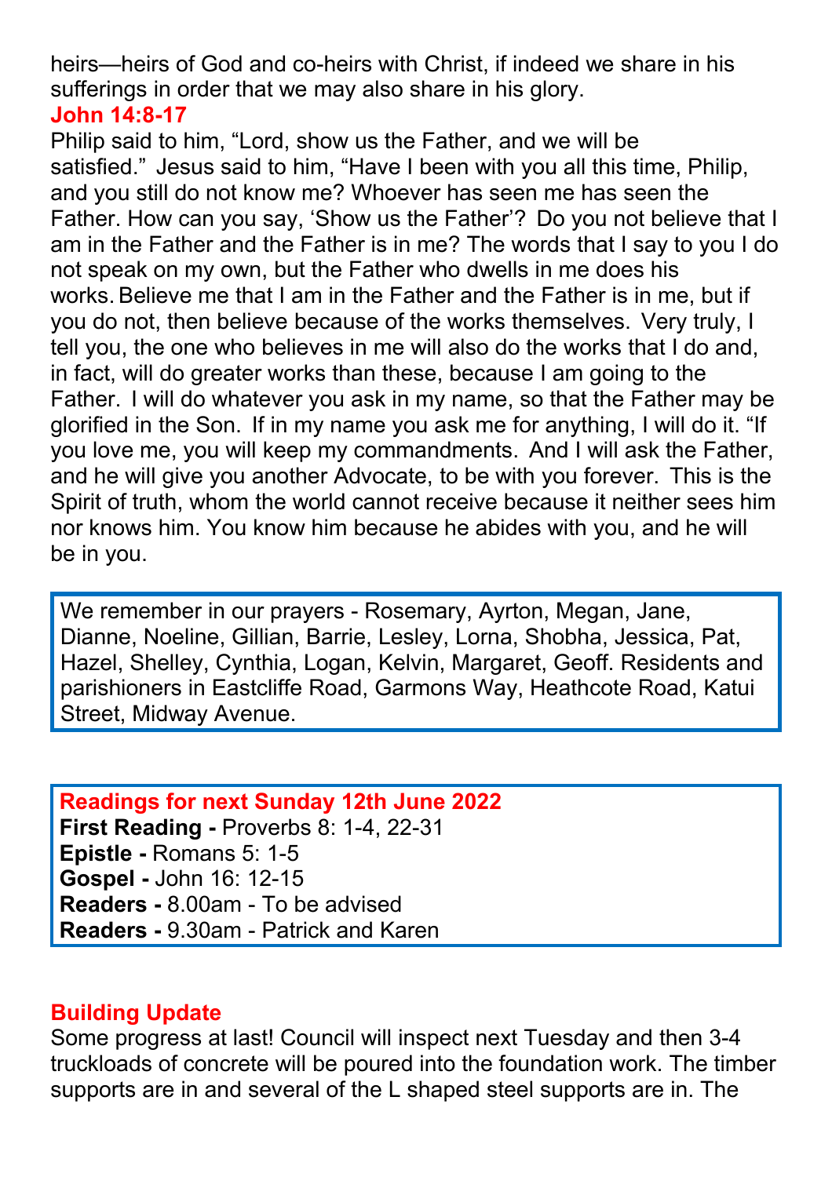heirs—heirs of God and co-heirs with Christ, if indeed we share in his sufferings in order that we may also share in his glory.

## John 14:8-17

Philip said to him, “Lord, show us the Father, and we will be satisfied.” Jesus said to him, “Have I been with you all this time, Philip, and you still do not know me? Whoever has seen me has seen the Father. How can you say, ‘Show us the Father’? Do you not believe that I am in the Father and the Father is in me? The words that I say to you I do not speak on my own, but the Father who dwells in me does his works. Believe me that I am in the Father and the Father is in me, but if you do not, then believe because of the works themselves. Very truly, I tell you, the one who believes in me will also do the works that I do and, in fact, will do greater works than these, because I am going to the Father. I will do whatever you ask in my name, so that the Father may be glorified in the Son. If in my name you ask me for anything, I will do it. “If you love me, you will keep my commandments. And I will ask the Father, and he will give you another Advocate, to be with you forever. This is the Spirit of truth, whom the world cannot receive because it neither sees him nor knows him. You know him because he abides with you, and he will be in you.

We remember in our prayers - Rosemary, Ayrton, Megan, Jane, Dianne, Noeline, Gillian, Barrie, Lesley, Lorna, Shobha, Jessica, Pat, Hazel, Shelley, Cynthia, Logan, Kelvin, Margaret, Geoff. Residents and parishioners in Eastcliffe Road, Garmons Way, Heathcote Road, Katui Street, Midway Avenue.

## Readings for next Sunday 12th June 2022

**First Reading -** Proverbs 8: 1-4, 22-31
**Epistle -** Romans 5: 1-5
**Gospel -** John 16: 12-15
**Readers -** 8.00am - To be advised
**Readers -** 9.30am - Patrick and Karen

## Building Update

Some progress at last! Council will inspect next Tuesday and then 3-4 truckloads of concrete will be poured into the foundation work. The timber supports are in and several of the L shaped steel supports are in. The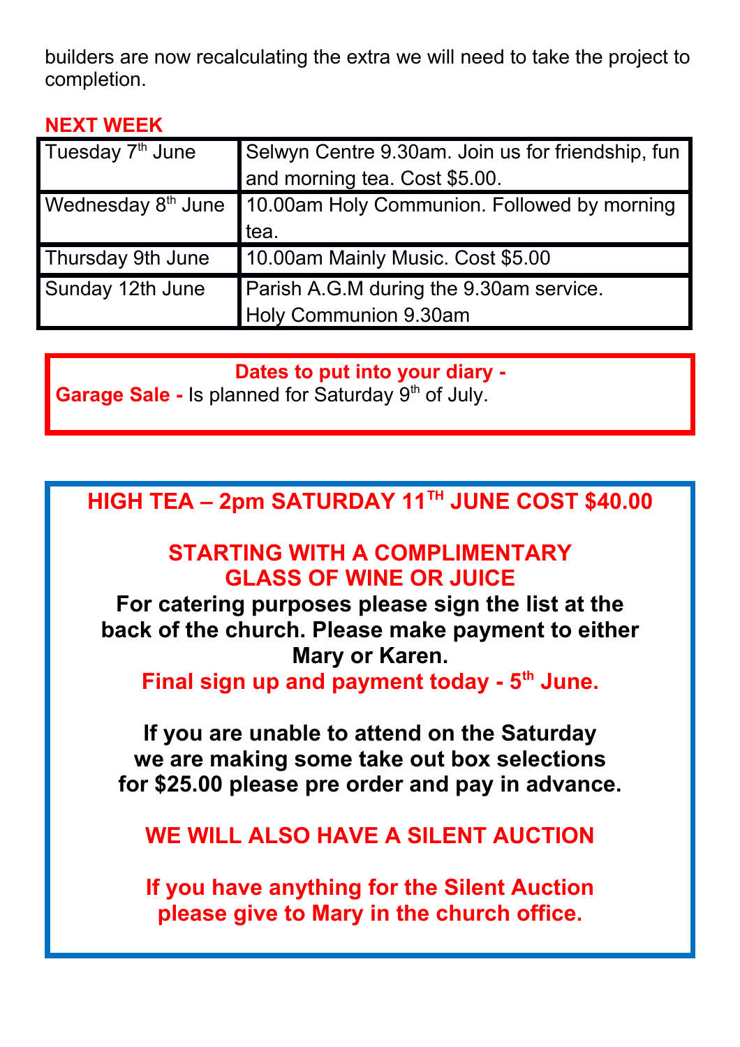builders are now recalculating the extra we will need to take the project to completion.

**NEXT WEEK**

| | |
|---|---|
| Tuesday 7th June | Selwyn Centre 9.30am. Join us for friendship, fun and morning tea. Cost $5.00. |
| Wednesday 8th June | 10.00am Holy Communion. Followed by morning tea. |
| Thursday 9th June | 10.00am Mainly Music. Cost $5.00 |
| Sunday 12th June | Parish A.G.M during the 9.30am service. Holy Communion 9.30am |

**Dates to put into your diary -**

**Garage Sale -** Is planned for Saturday 9th of July.

**HIGH TEA – 2pm SATURDAY 11TH JUNE COST $40.00**

**STARTING WITH A COMPLIMENTARY GLASS OF WINE OR JUICE**

**For catering purposes please sign the list at the back of the church. Please make payment to either Mary or Karen.**

**Final sign up and payment today - 5th June.**

**If you are unable to attend on the Saturday we are making some take out box selections for $25.00 please pre order and pay in advance.**

**WE WILL ALSO HAVE A SILENT AUCTION**

**If you have anything for the Silent Auction please give to Mary in the church office.**